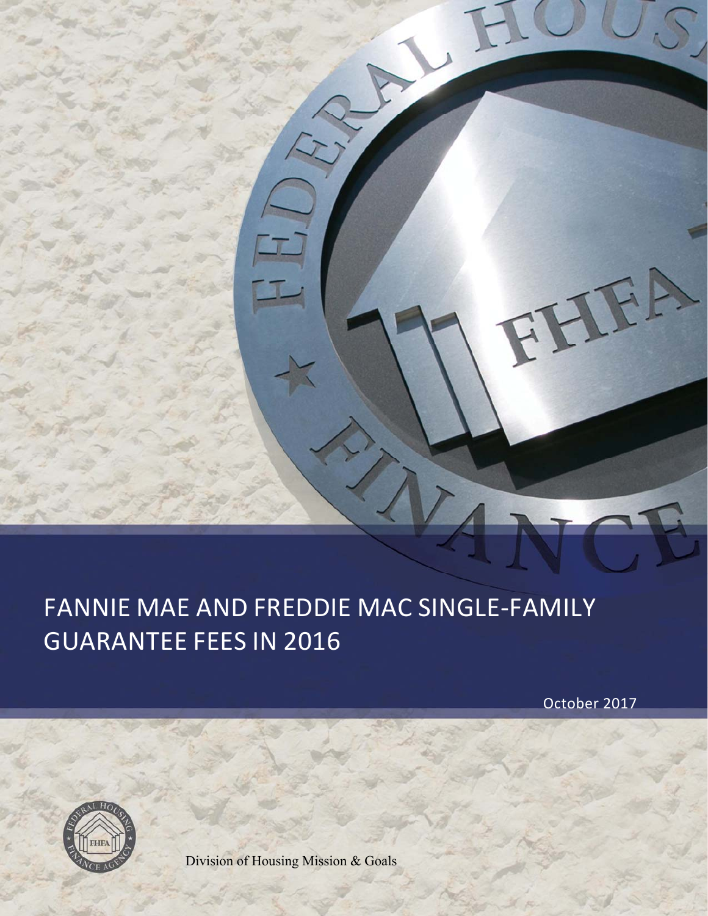# FANNIE MAE AND FREDDIE MAC SINGLE-FAMILY GUARANTEE FEES IN 2016

October 2017

Division of Housing Mission & Goals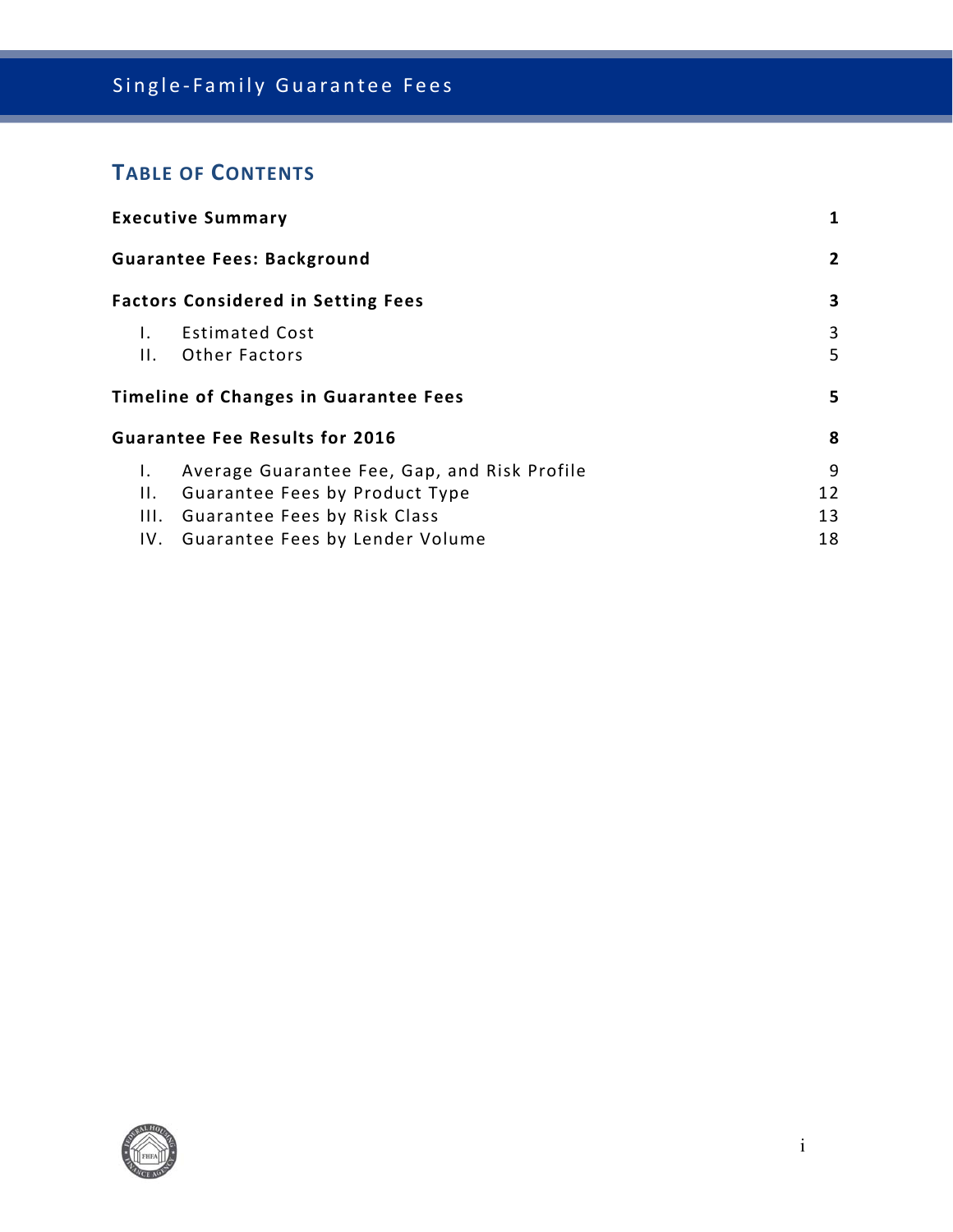## TABLE OF CONTENTS

| | |
|---|---|
| **Executive Summary** | **1** |
| **Guarantee Fees: Background** | **2** |
| **Factors Considered in Setting Fees** | **3** |
| I. Estimated Cost | 3 |
| II. Other Factors | 5 |
| **Timeline of Changes in Guarantee Fees** | **5** |
| **Guarantee Fee Results for 2016** | **8** |
| I. Average Guarantee Fee, Gap, and Risk Profile | 9 |
| II. Guarantee Fees by Product Type | 12 |
| III. Guarantee Fees by Risk Class | 13 |
| IV. Guarantee Fees by Lender Volume | 18 |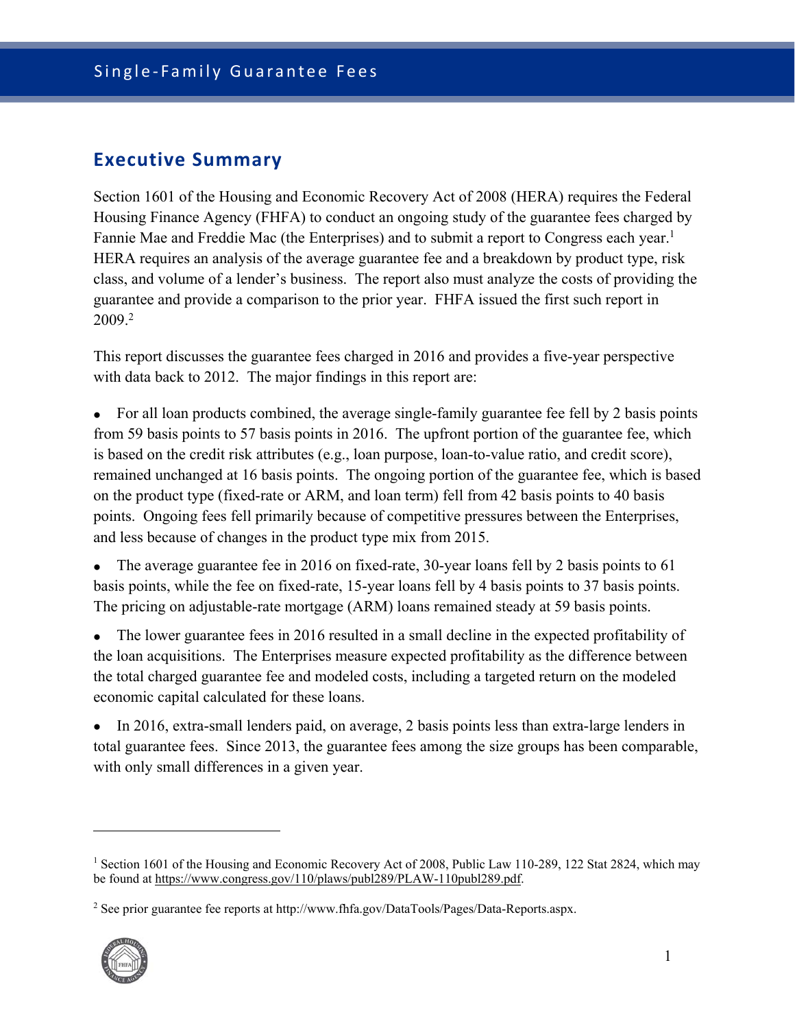## Executive Summary

Section 1601 of the Housing and Economic Recovery Act of 2008 (HERA) requires the Federal Housing Finance Agency (FHFA) to conduct an ongoing study of the guarantee fees charged by Fannie Mae and Freddie Mac (the Enterprises) and to submit a report to Congress each year.[1] HERA requires an analysis of the average guarantee fee and a breakdown by product type, risk class, and volume of a lender's business. The report also must analyze the costs of providing the guarantee and provide a comparison to the prior year. FHFA issued the first such report in 2009.[2]

This report discusses the guarantee fees charged in 2016 and provides a five-year perspective with data back to 2012. The major findings in this report are:

- For all loan products combined, the average single-family guarantee fee fell by 2 basis points from 59 basis points to 57 basis points in 2016. The upfront portion of the guarantee fee, which is based on the credit risk attributes (e.g., loan purpose, loan-to-value ratio, and credit score), remained unchanged at 16 basis points. The ongoing portion of the guarantee fee, which is based on the product type (fixed-rate or ARM, and loan term) fell from 42 basis points to 40 basis points. Ongoing fees fell primarily because of competitive pressures between the Enterprises, and less because of changes in the product type mix from 2015.

- The average guarantee fee in 2016 on fixed-rate, 30-year loans fell by 2 basis points to 61 basis points, while the fee on fixed-rate, 15-year loans fell by 4 basis points to 37 basis points. The pricing on adjustable-rate mortgage (ARM) loans remained steady at 59 basis points.

- The lower guarantee fees in 2016 resulted in a small decline in the expected profitability of the loan acquisitions. The Enterprises measure expected profitability as the difference between the total charged guarantee fee and modeled costs, including a targeted return on the modeled economic capital calculated for these loans.

- In 2016, extra-small lenders paid, on average, 2 basis points less than extra-large lenders in total guarantee fees. Since 2013, the guarantee fees among the size groups has been comparable, with only small differences in a given year.

---

[1] Section 1601 of the Housing and Economic Recovery Act of 2008, Public Law 110-289, 122 Stat 2824, which may be found at https://www.congress.gov/110/plaws/publ289/PLAW-110publ289.pdf.

[2] See prior guarantee fee reports at http://www.fhfa.gov/DataTools/Pages/Data-Reports.aspx.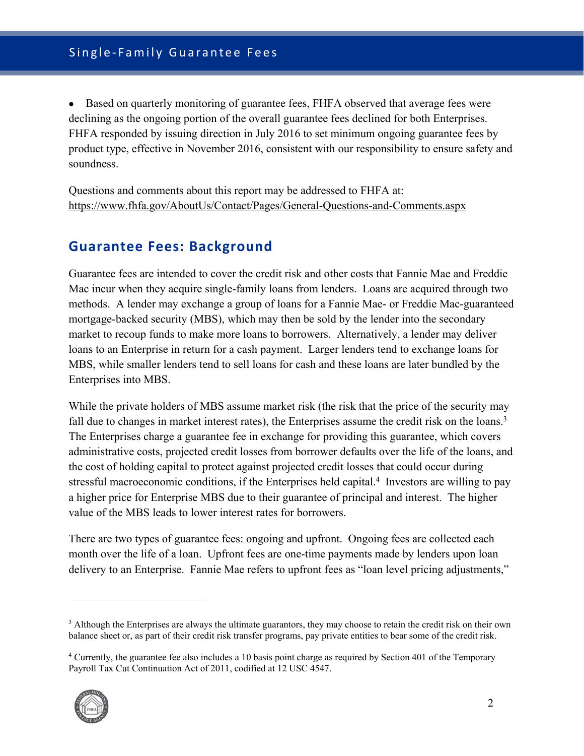- Based on quarterly monitoring of guarantee fees, FHFA observed that average fees were declining as the ongoing portion of the overall guarantee fees declined for both Enterprises. FHFA responded by issuing direction in July 2016 to set minimum ongoing guarantee fees by product type, effective in November 2016, consistent with our responsibility to ensure safety and soundness.

Questions and comments about this report may be addressed to FHFA at: https://www.fhfa.gov/AboutUs/Contact/Pages/General-Questions-and-Comments.aspx

## Guarantee Fees: Background

Guarantee fees are intended to cover the credit risk and other costs that Fannie Mae and Freddie Mac incur when they acquire single-family loans from lenders. Loans are acquired through two methods. A lender may exchange a group of loans for a Fannie Mae- or Freddie Mac-guaranteed mortgage-backed security (MBS), which may then be sold by the lender into the secondary market to recoup funds to make more loans to borrowers. Alternatively, a lender may deliver loans to an Enterprise in return for a cash payment. Larger lenders tend to exchange loans for MBS, while smaller lenders tend to sell loans for cash and these loans are later bundled by the Enterprises into MBS.

While the private holders of MBS assume market risk (the risk that the price of the security may fall due to changes in market interest rates), the Enterprises assume the credit risk on the loans.[3] The Enterprises charge a guarantee fee in exchange for providing this guarantee, which covers administrative costs, projected credit losses from borrower defaults over the life of the loans, and the cost of holding capital to protect against projected credit losses that could occur during stressful macroeconomic conditions, if the Enterprises held capital.[4] Investors are willing to pay a higher price for Enterprise MBS due to their guarantee of principal and interest. The higher value of the MBS leads to lower interest rates for borrowers.

There are two types of guarantee fees: ongoing and upfront. Ongoing fees are collected each month over the life of a loan. Upfront fees are one-time payments made by lenders upon loan delivery to an Enterprise. Fannie Mae refers to upfront fees as "loan level pricing adjustments,"

---

[3] Although the Enterprises are always the ultimate guarantors, they may choose to retain the credit risk on their own balance sheet or, as part of their credit risk transfer programs, pay private entities to bear some of the credit risk.

[4] Currently, the guarantee fee also includes a 10 basis point charge as required by Section 401 of the Temporary Payroll Tax Cut Continuation Act of 2011, codified at 12 USC 4547.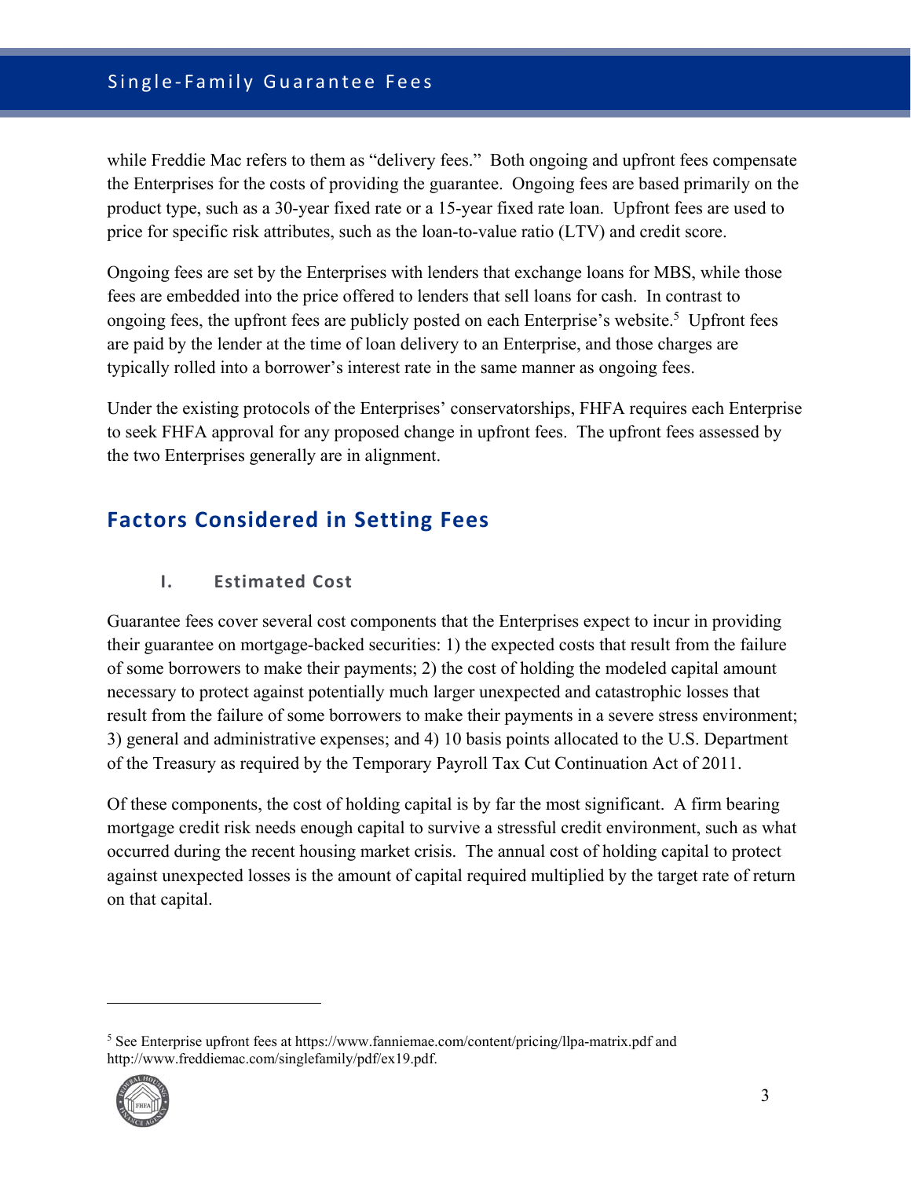while Freddie Mac refers to them as "delivery fees." Both ongoing and upfront fees compensate the Enterprises for the costs of providing the guarantee. Ongoing fees are based primarily on the product type, such as a 30-year fixed rate or a 15-year fixed rate loan. Upfront fees are used to price for specific risk attributes, such as the loan-to-value ratio (LTV) and credit score.

Ongoing fees are set by the Enterprises with lenders that exchange loans for MBS, while those fees are embedded into the price offered to lenders that sell loans for cash. In contrast to ongoing fees, the upfront fees are publicly posted on each Enterprise's website.[5] Upfront fees are paid by the lender at the time of loan delivery to an Enterprise, and those charges are typically rolled into a borrower's interest rate in the same manner as ongoing fees.

Under the existing protocols of the Enterprises' conservatorships, FHFA requires each Enterprise to seek FHFA approval for any proposed change in upfront fees. The upfront fees assessed by the two Enterprises generally are in alignment.

## Factors Considered in Setting Fees

### I. Estimated Cost

Guarantee fees cover several cost components that the Enterprises expect to incur in providing their guarantee on mortgage-backed securities: 1) the expected costs that result from the failure of some borrowers to make their payments; 2) the cost of holding the modeled capital amount necessary to protect against potentially much larger unexpected and catastrophic losses that result from the failure of some borrowers to make their payments in a severe stress environment; 3) general and administrative expenses; and 4) 10 basis points allocated to the U.S. Department of the Treasury as required by the Temporary Payroll Tax Cut Continuation Act of 2011.

Of these components, the cost of holding capital is by far the most significant. A firm bearing mortgage credit risk needs enough capital to survive a stressful credit environment, such as what occurred during the recent housing market crisis. The annual cost of holding capital to protect against unexpected losses is the amount of capital required multiplied by the target rate of return on that capital.

[5] See Enterprise upfront fees at https://www.fanniemae.com/content/pricing/llpa-matrix.pdf and http://www.freddiemac.com/singlefamily/pdf/ex19.pdf.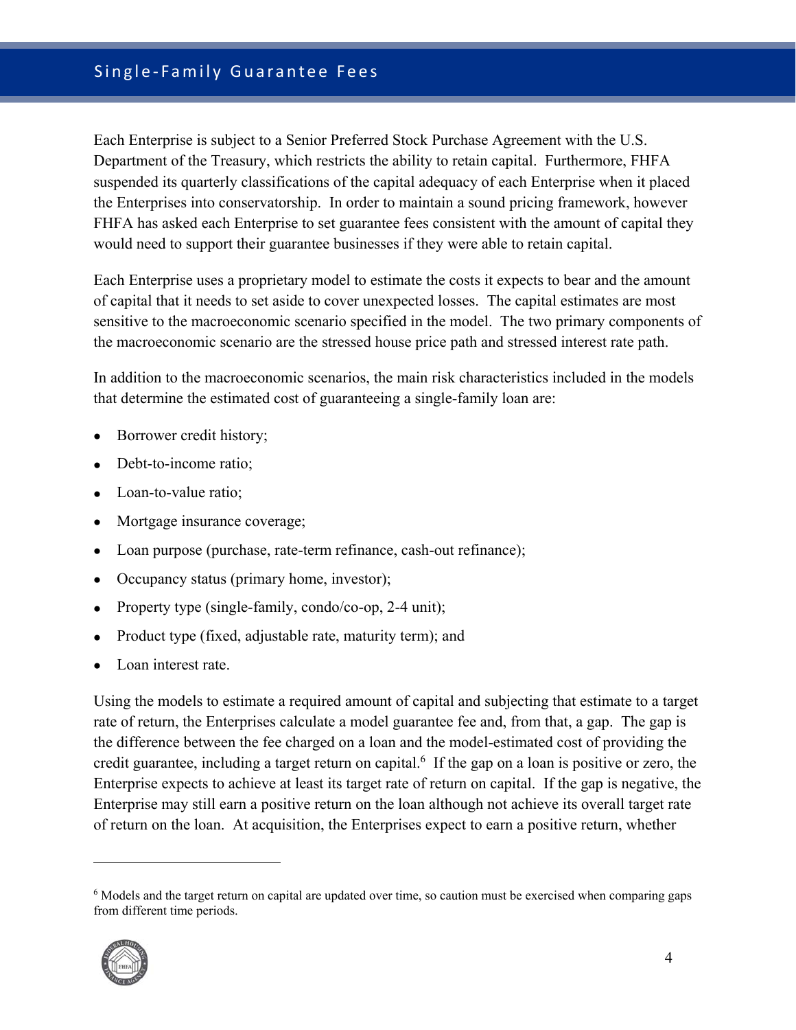Each Enterprise is subject to a Senior Preferred Stock Purchase Agreement with the U.S. Department of the Treasury, which restricts the ability to retain capital. Furthermore, FHFA suspended its quarterly classifications of the capital adequacy of each Enterprise when it placed the Enterprises into conservatorship. In order to maintain a sound pricing framework, however FHFA has asked each Enterprise to set guarantee fees consistent with the amount of capital they would need to support their guarantee businesses if they were able to retain capital.

Each Enterprise uses a proprietary model to estimate the costs it expects to bear and the amount of capital that it needs to set aside to cover unexpected losses. The capital estimates are most sensitive to the macroeconomic scenario specified in the model. The two primary components of the macroeconomic scenario are the stressed house price path and stressed interest rate path.

In addition to the macroeconomic scenarios, the main risk characteristics included in the models that determine the estimated cost of guaranteeing a single-family loan are:

- Borrower credit history;
- Debt-to-income ratio;
- Loan-to-value ratio;
- Mortgage insurance coverage;
- Loan purpose (purchase, rate-term refinance, cash-out refinance);
- Occupancy status (primary home, investor);
- Property type (single-family, condo/co-op, 2-4 unit);
- Product type (fixed, adjustable rate, maturity term); and
- Loan interest rate.

Using the models to estimate a required amount of capital and subjecting that estimate to a target rate of return, the Enterprises calculate a model guarantee fee and, from that, a gap. The gap is the difference between the fee charged on a loan and the model-estimated cost of providing the credit guarantee, including a target return on capital.[6] If the gap on a loan is positive or zero, the Enterprise expects to achieve at least its target rate of return on capital. If the gap is negative, the Enterprise may still earn a positive return on the loan although not achieve its overall target rate of return on the loan. At acquisition, the Enterprises expect to earn a positive return, whether

[6] Models and the target return on capital are updated over time, so caution must be exercised when comparing gaps from different time periods.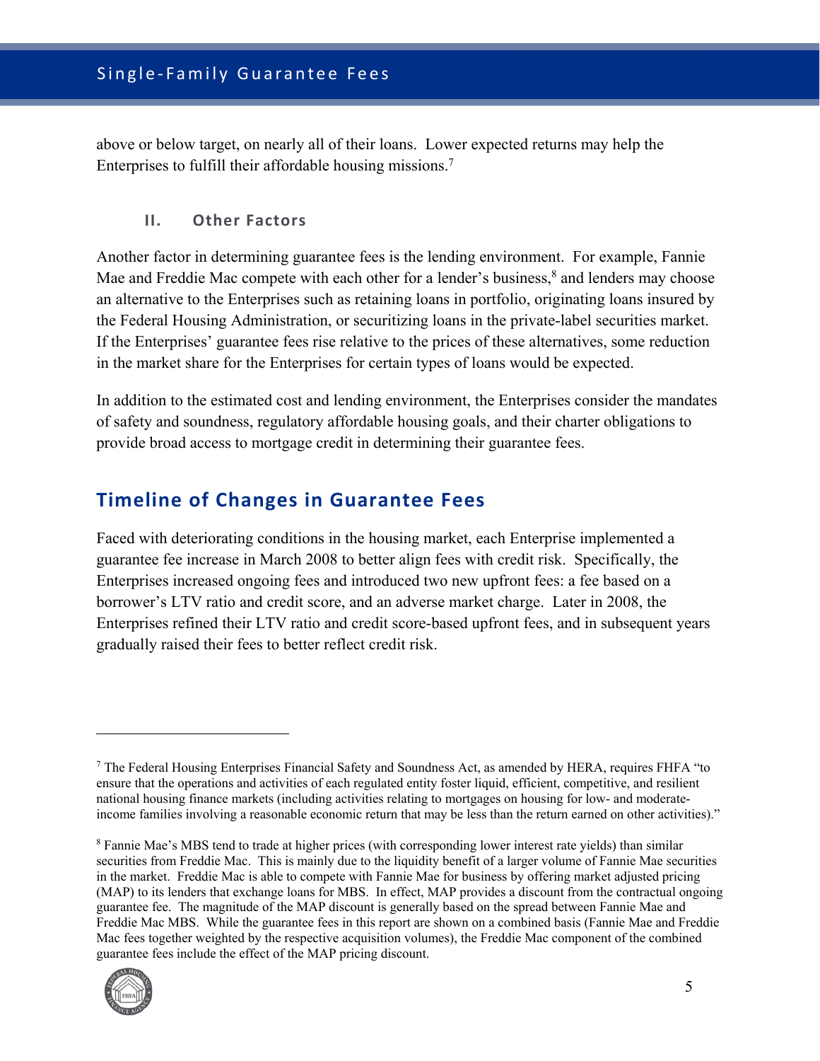above or below target, on nearly all of their loans. Lower expected returns may help the Enterprises to fulfill their affordable housing missions.[7]

### II. Other Factors

Another factor in determining guarantee fees is the lending environment. For example, Fannie Mae and Freddie Mac compete with each other for a lender's business,[8] and lenders may choose an alternative to the Enterprises such as retaining loans in portfolio, originating loans insured by the Federal Housing Administration, or securitizing loans in the private-label securities market. If the Enterprises' guarantee fees rise relative to the prices of these alternatives, some reduction in the market share for the Enterprises for certain types of loans would be expected.

In addition to the estimated cost and lending environment, the Enterprises consider the mandates of safety and soundness, regulatory affordable housing goals, and their charter obligations to provide broad access to mortgage credit in determining their guarantee fees.

## Timeline of Changes in Guarantee Fees

Faced with deteriorating conditions in the housing market, each Enterprise implemented a guarantee fee increase in March 2008 to better align fees with credit risk. Specifically, the Enterprises increased ongoing fees and introduced two new upfront fees: a fee based on a borrower's LTV ratio and credit score, and an adverse market charge. Later in 2008, the Enterprises refined their LTV ratio and credit score-based upfront fees, and in subsequent years gradually raised their fees to better reflect credit risk.

---

[7] The Federal Housing Enterprises Financial Safety and Soundness Act, as amended by HERA, requires FHFA "to ensure that the operations and activities of each regulated entity foster liquid, efficient, competitive, and resilient national housing finance markets (including activities relating to mortgages on housing for low- and moderate-income families involving a reasonable economic return that may be less than the return earned on other activities)."

[8] Fannie Mae's MBS tend to trade at higher prices (with corresponding lower interest rate yields) than similar securities from Freddie Mac. This is mainly due to the liquidity benefit of a larger volume of Fannie Mae securities in the market. Freddie Mac is able to compete with Fannie Mae for business by offering market adjusted pricing (MAP) to its lenders that exchange loans for MBS. In effect, MAP provides a discount from the contractual ongoing guarantee fee. The magnitude of the MAP discount is generally based on the spread between Fannie Mae and Freddie Mac MBS. While the guarantee fees in this report are shown on a combined basis (Fannie Mae and Freddie Mac fees together weighted by the respective acquisition volumes), the Freddie Mac component of the combined guarantee fees include the effect of the MAP pricing discount.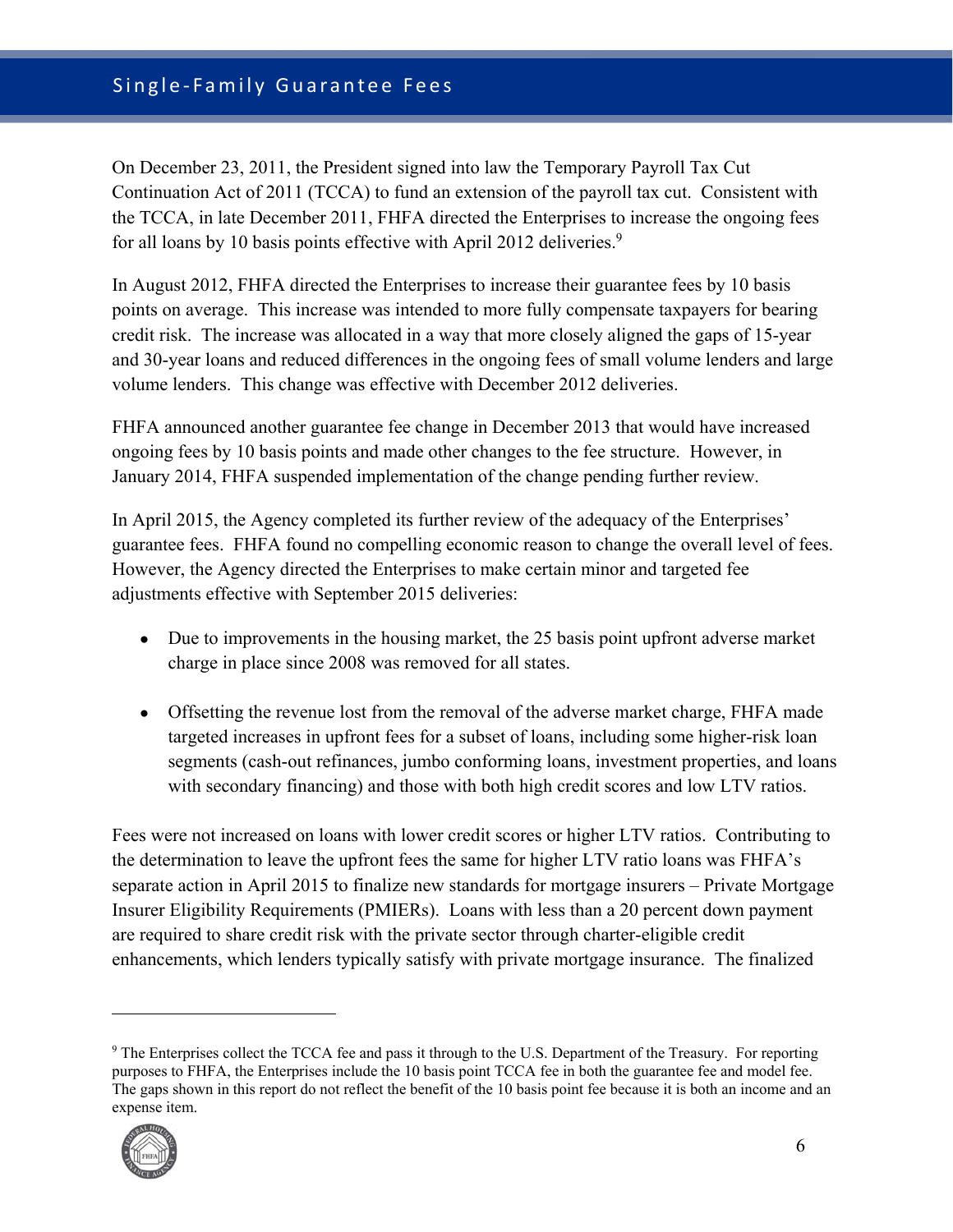On December 23, 2011, the President signed into law the Temporary Payroll Tax Cut Continuation Act of 2011 (TCCA) to fund an extension of the payroll tax cut. Consistent with the TCCA, in late December 2011, FHFA directed the Enterprises to increase the ongoing fees for all loans by 10 basis points effective with April 2012 deliveries.[9]

In August 2012, FHFA directed the Enterprises to increase their guarantee fees by 10 basis points on average. This increase was intended to more fully compensate taxpayers for bearing credit risk. The increase was allocated in a way that more closely aligned the gaps of 15-year and 30-year loans and reduced differences in the ongoing fees of small volume lenders and large volume lenders. This change was effective with December 2012 deliveries.

FHFA announced another guarantee fee change in December 2013 that would have increased ongoing fees by 10 basis points and made other changes to the fee structure. However, in January 2014, FHFA suspended implementation of the change pending further review.

In April 2015, the Agency completed its further review of the adequacy of the Enterprises' guarantee fees. FHFA found no compelling economic reason to change the overall level of fees. However, the Agency directed the Enterprises to make certain minor and targeted fee adjustments effective with September 2015 deliveries:

- Due to improvements in the housing market, the 25 basis point upfront adverse market charge in place since 2008 was removed for all states.
- Offsetting the revenue lost from the removal of the adverse market charge, FHFA made targeted increases in upfront fees for a subset of loans, including some higher-risk loan segments (cash-out refinances, jumbo conforming loans, investment properties, and loans with secondary financing) and those with both high credit scores and low LTV ratios.

Fees were not increased on loans with lower credit scores or higher LTV ratios. Contributing to the determination to leave the upfront fees the same for higher LTV ratio loans was FHFA's separate action in April 2015 to finalize new standards for mortgage insurers – Private Mortgage Insurer Eligibility Requirements (PMIERs). Loans with less than a 20 percent down payment are required to share credit risk with the private sector through charter-eligible credit enhancements, which lenders typically satisfy with private mortgage insurance. The finalized

[9] The Enterprises collect the TCCA fee and pass it through to the U.S. Department of the Treasury. For reporting purposes to FHFA, the Enterprises include the 10 basis point TCCA fee in both the guarantee fee and model fee. The gaps shown in this report do not reflect the benefit of the 10 basis point fee because it is both an income and an expense item.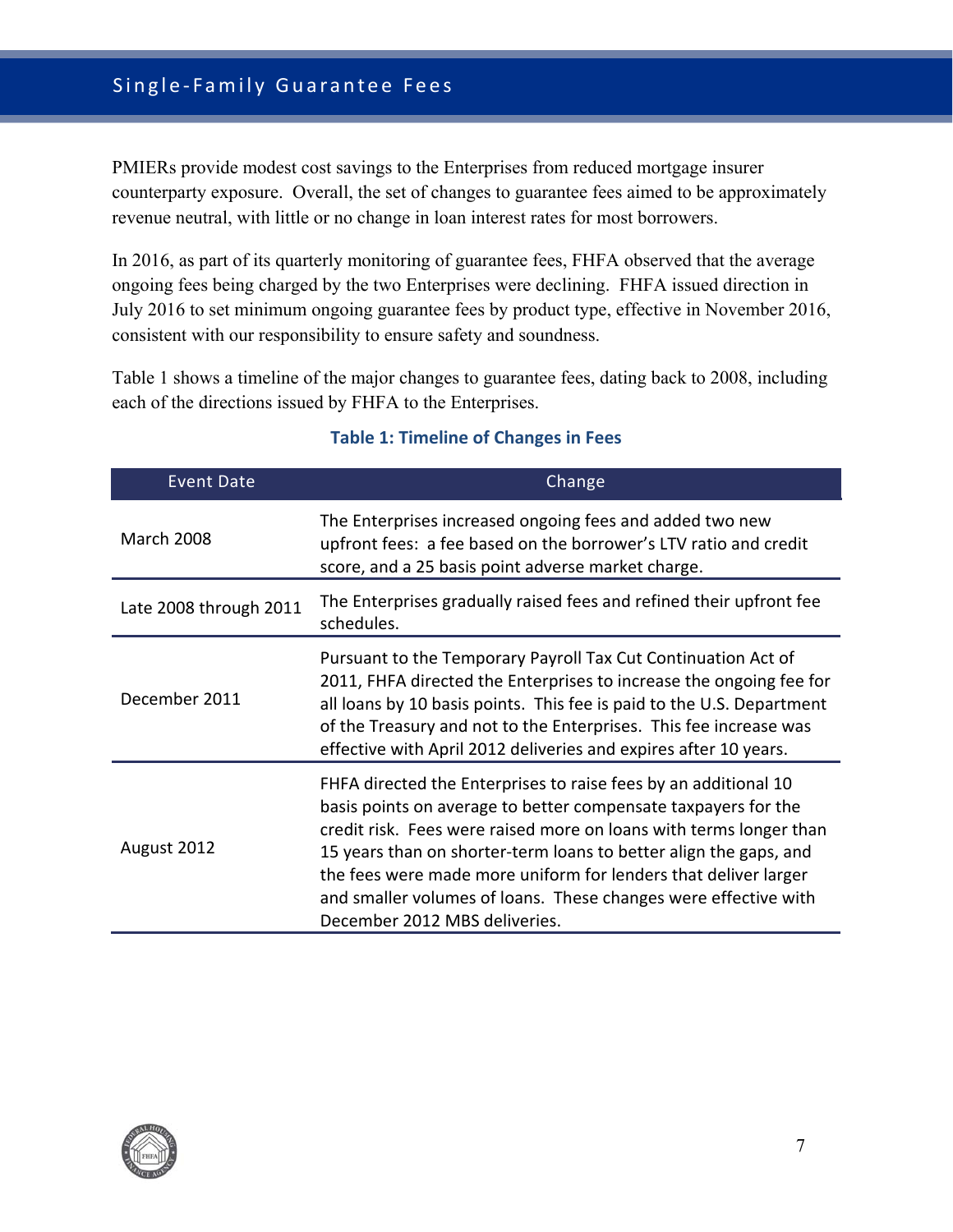PMIERs provide modest cost savings to the Enterprises from reduced mortgage insurer counterparty exposure. Overall, the set of changes to guarantee fees aimed to be approximately revenue neutral, with little or no change in loan interest rates for most borrowers.

In 2016, as part of its quarterly monitoring of guarantee fees, FHFA observed that the average ongoing fees being charged by the two Enterprises were declining. FHFA issued direction in July 2016 to set minimum ongoing guarantee fees by product type, effective in November 2016, consistent with our responsibility to ensure safety and soundness.

Table 1 shows a timeline of the major changes to guarantee fees, dating back to 2008, including each of the directions issued by FHFA to the Enterprises.

**Table 1: Timeline of Changes in Fees**

| Event Date | Change |
|---|---|
| March 2008 | The Enterprises increased ongoing fees and added two new upfront fees: a fee based on the borrower's LTV ratio and credit score, and a 25 basis point adverse market charge. |
| Late 2008 through 2011 | The Enterprises gradually raised fees and refined their upfront fee schedules. |
| December 2011 | Pursuant to the Temporary Payroll Tax Cut Continuation Act of 2011, FHFA directed the Enterprises to increase the ongoing fee for all loans by 10 basis points. This fee is paid to the U.S. Department of the Treasury and not to the Enterprises. This fee increase was effective with April 2012 deliveries and expires after 10 years. |
| August 2012 | FHFA directed the Enterprises to raise fees by an additional 10 basis points on average to better compensate taxpayers for the credit risk. Fees were raised more on loans with terms longer than 15 years than on shorter-term loans to better align the gaps, and the fees were made more uniform for lenders that deliver larger and smaller volumes of loans. These changes were effective with December 2012 MBS deliveries. |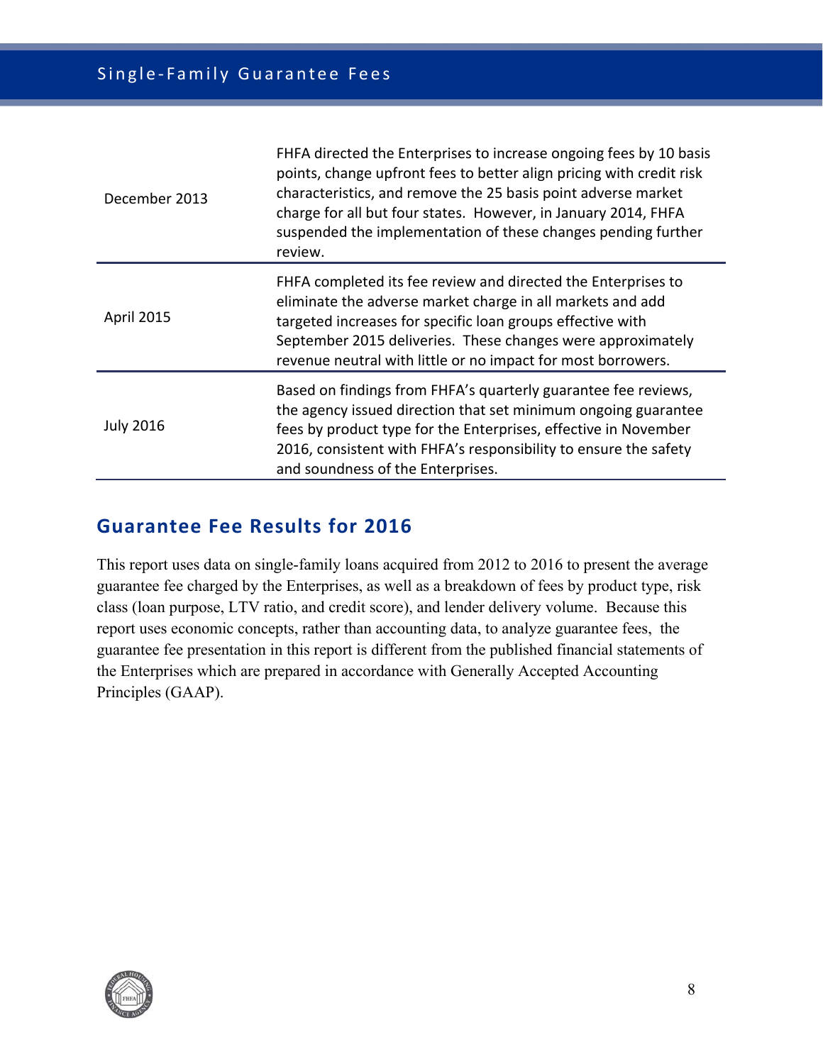| | |
|---|---|
| December 2013 | FHFA directed the Enterprises to increase ongoing fees by 10 basis points, change upfront fees to better align pricing with credit risk characteristics, and remove the 25 basis point adverse market charge for all but four states. However, in January 2014, FHFA suspended the implementation of these changes pending further review. |
| April 2015 | FHFA completed its fee review and directed the Enterprises to eliminate the adverse market charge in all markets and add targeted increases for specific loan groups effective with September 2015 deliveries. These changes were approximately revenue neutral with little or no impact for most borrowers. |
| July 2016 | Based on findings from FHFA's quarterly guarantee fee reviews, the agency issued direction that set minimum ongoing guarantee fees by product type for the Enterprises, effective in November 2016, consistent with FHFA's responsibility to ensure the safety and soundness of the Enterprises. |

## Guarantee Fee Results for 2016

This report uses data on single-family loans acquired from 2012 to 2016 to present the average guarantee fee charged by the Enterprises, as well as a breakdown of fees by product type, risk class (loan purpose, LTV ratio, and credit score), and lender delivery volume. Because this report uses economic concepts, rather than accounting data, to analyze guarantee fees, the guarantee fee presentation in this report is different from the published financial statements of the Enterprises which are prepared in accordance with Generally Accepted Accounting Principles (GAAP).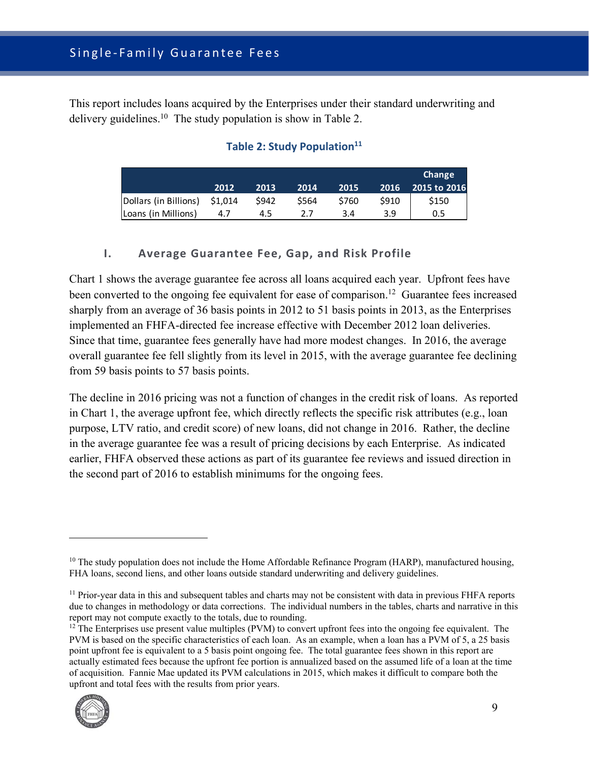This report includes loans acquired by the Enterprises under their standard underwriting and delivery guidelines.[10] The study population is show in Table 2.

**Table 2: Study Population[11]**

| | 2012 | 2013 | 2014 | 2015 | 2016 | Change 2015 to 2016 |
|---|---|---|---|---|---|---|
| Dollars (in Billions) | $1,014 | $942 | $564 | $760 | $910 | $150 |
| Loans (in Millions) | 4.7 | 4.5 | 2.7 | 3.4 | 3.9 | 0.5 |

## I. Average Guarantee Fee, Gap, and Risk Profile

Chart 1 shows the average guarantee fee across all loans acquired each year. Upfront fees have been converted to the ongoing fee equivalent for ease of comparison.[12] Guarantee fees increased sharply from an average of 36 basis points in 2012 to 51 basis points in 2013, as the Enterprises implemented an FHFA-directed fee increase effective with December 2012 loan deliveries. Since that time, guarantee fees generally have had more modest changes. In 2016, the average overall guarantee fee fell slightly from its level in 2015, with the average guarantee fee declining from 59 basis points to 57 basis points.

The decline in 2016 pricing was not a function of changes in the credit risk of loans. As reported in Chart 1, the average upfront fee, which directly reflects the specific risk attributes (e.g., loan purpose, LTV ratio, and credit score) of new loans, did not change in 2016. Rather, the decline in the average guarantee fee was a result of pricing decisions by each Enterprise. As indicated earlier, FHFA observed these actions as part of its guarantee fee reviews and issued direction in the second part of 2016 to establish minimums for the ongoing fees.

---

[10] The study population does not include the Home Affordable Refinance Program (HARP), manufactured housing, FHA loans, second liens, and other loans outside standard underwriting and delivery guidelines.

[11] Prior-year data in this and subsequent tables and charts may not be consistent with data in previous FHFA reports due to changes in methodology or data corrections. The individual numbers in the tables, charts and narrative in this report may not compute exactly to the totals, due to rounding.

[12] The Enterprises use present value multiples (PVM) to convert upfront fees into the ongoing fee equivalent. The PVM is based on the specific characteristics of each loan. As an example, when a loan has a PVM of 5, a 25 basis point upfront fee is equivalent to a 5 basis point ongoing fee. The total guarantee fees shown in this report are actually estimated fees because the upfront fee portion is annualized based on the assumed life of a loan at the time of acquisition. Fannie Mae updated its PVM calculations in 2015, which makes it difficult to compare both the upfront and total fees with the results from prior years.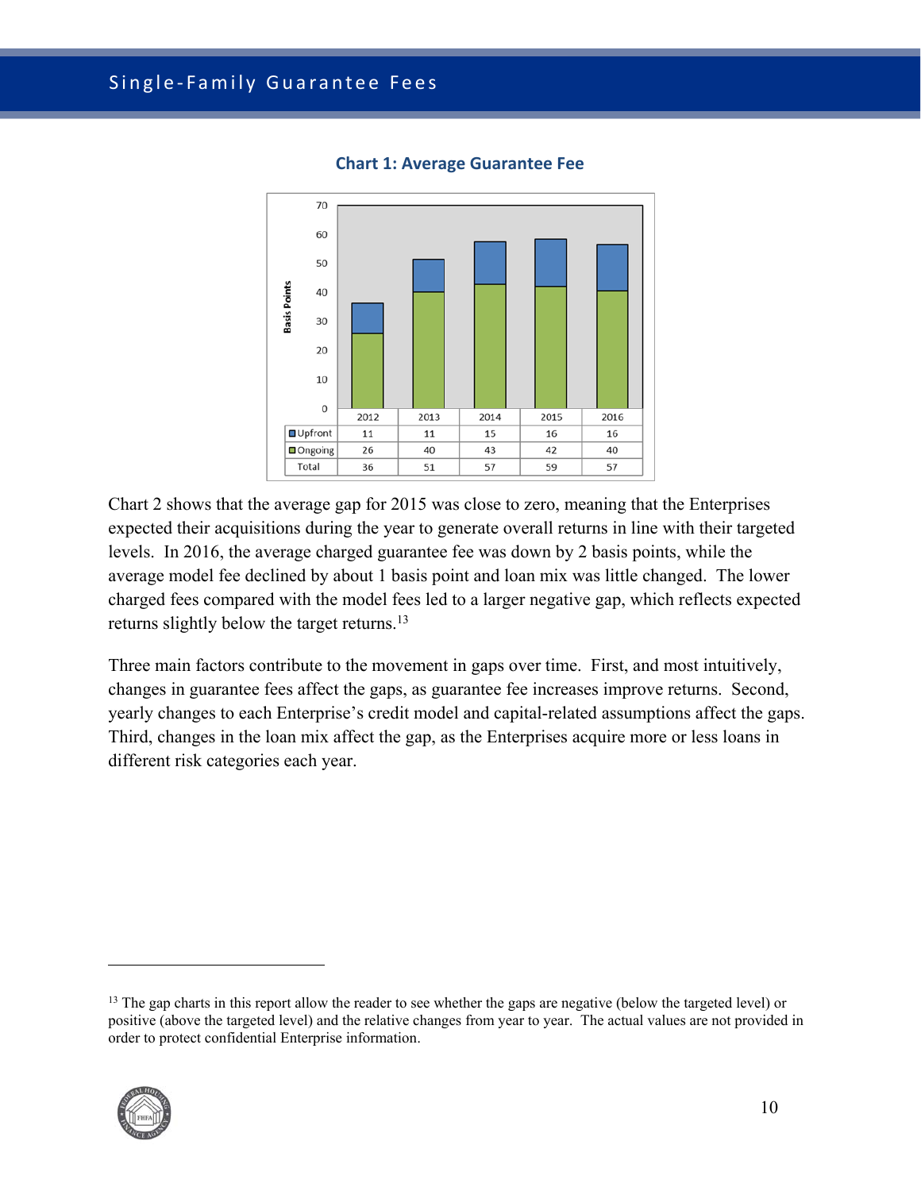**Chart 1: Average Guarantee Fee**

| | 2012 | 2013 | 2014 | 2015 | 2016 |
|---|---|---|---|---|---|
| Upfront | 11 | 11 | 15 | 16 | 16 |
| Ongoing | 26 | 40 | 43 | 42 | 40 |
| Total | 36 | 51 | 57 | 59 | 57 |

Chart 2 shows that the average gap for 2015 was close to zero, meaning that the Enterprises expected their acquisitions during the year to generate overall returns in line with their targeted levels. In 2016, the average charged guarantee fee was down by 2 basis points, while the average model fee declined by about 1 basis point and loan mix was little changed. The lower charged fees compared with the model fees led to a larger negative gap, which reflects expected returns slightly below the target returns.[13]

Three main factors contribute to the movement in gaps over time. First, and most intuitively, changes in guarantee fees affect the gaps, as guarantee fee increases improve returns. Second, yearly changes to each Enterprise's credit model and capital-related assumptions affect the gaps. Third, changes in the loan mix affect the gap, as the Enterprises acquire more or less loans in different risk categories each year.

---

[13] The gap charts in this report allow the reader to see whether the gaps are negative (below the targeted level) or positive (above the targeted level) and the relative changes from year to year. The actual values are not provided in order to protect confidential Enterprise information.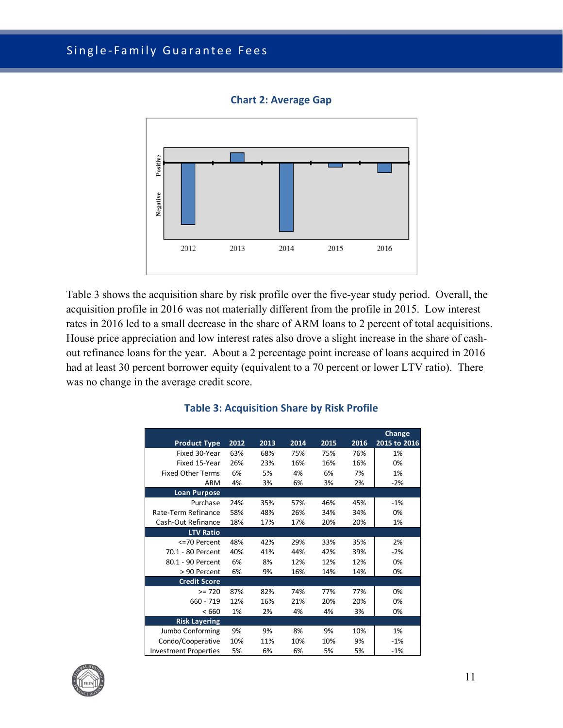**Chart 2: Average Gap**

Table 3 shows the acquisition share by risk profile over the five-year study period. Overall, the acquisition profile in 2016 was not materially different from the profile in 2015. Low interest rates in 2016 led to a small decrease in the share of ARM loans to 2 percent of total acquisitions. House price appreciation and low interest rates also drove a slight increase in the share of cash-out refinance loans for the year. About a 2 percentage point increase of loans acquired in 2016 had at least 30 percent borrower equity (equivalent to a 70 percent or lower LTV ratio). There was no change in the average credit score.

**Table 3: Acquisition Share by Risk Profile**

| Product Type | 2012 | 2013 | 2014 | 2015 | 2016 | Change 2015 to 2016 |
|---|---|---|---|---|---|---|
| Fixed 30-Year | 63% | 68% | 75% | 75% | 76% | 1% |
| Fixed 15-Year | 26% | 23% | 16% | 16% | 16% | 0% |
| Fixed Other Terms | 6% | 5% | 4% | 6% | 7% | 1% |
| ARM | 4% | 3% | 6% | 3% | 2% | -2% |
| **Loan Purpose** | | | | | | |
| Purchase | 24% | 35% | 57% | 46% | 45% | -1% |
| Rate-Term Refinance | 58% | 48% | 26% | 34% | 34% | 0% |
| Cash-Out Refinance | 18% | 17% | 17% | 20% | 20% | 1% |
| **LTV Ratio** | | | | | | |
| <=70 Percent | 48% | 42% | 29% | 33% | 35% | 2% |
| 70.1 - 80 Percent | 40% | 41% | 44% | 42% | 39% | -2% |
| 80.1 - 90 Percent | 6% | 8% | 12% | 12% | 12% | 0% |
| > 90 Percent | 6% | 9% | 16% | 14% | 14% | 0% |
| **Credit Score** | | | | | | |
| >= 720 | 87% | 82% | 74% | 77% | 77% | 0% |
| 660 - 719 | 12% | 16% | 21% | 20% | 20% | 0% |
| < 660 | 1% | 2% | 4% | 4% | 3% | 0% |
| **Risk Layering** | | | | | | |
| Jumbo Conforming | 9% | 9% | 8% | 9% | 10% | 1% |
| Condo/Cooperative | 10% | 11% | 10% | 10% | 9% | -1% |
| Investment Properties | 5% | 6% | 6% | 5% | 5% | -1% |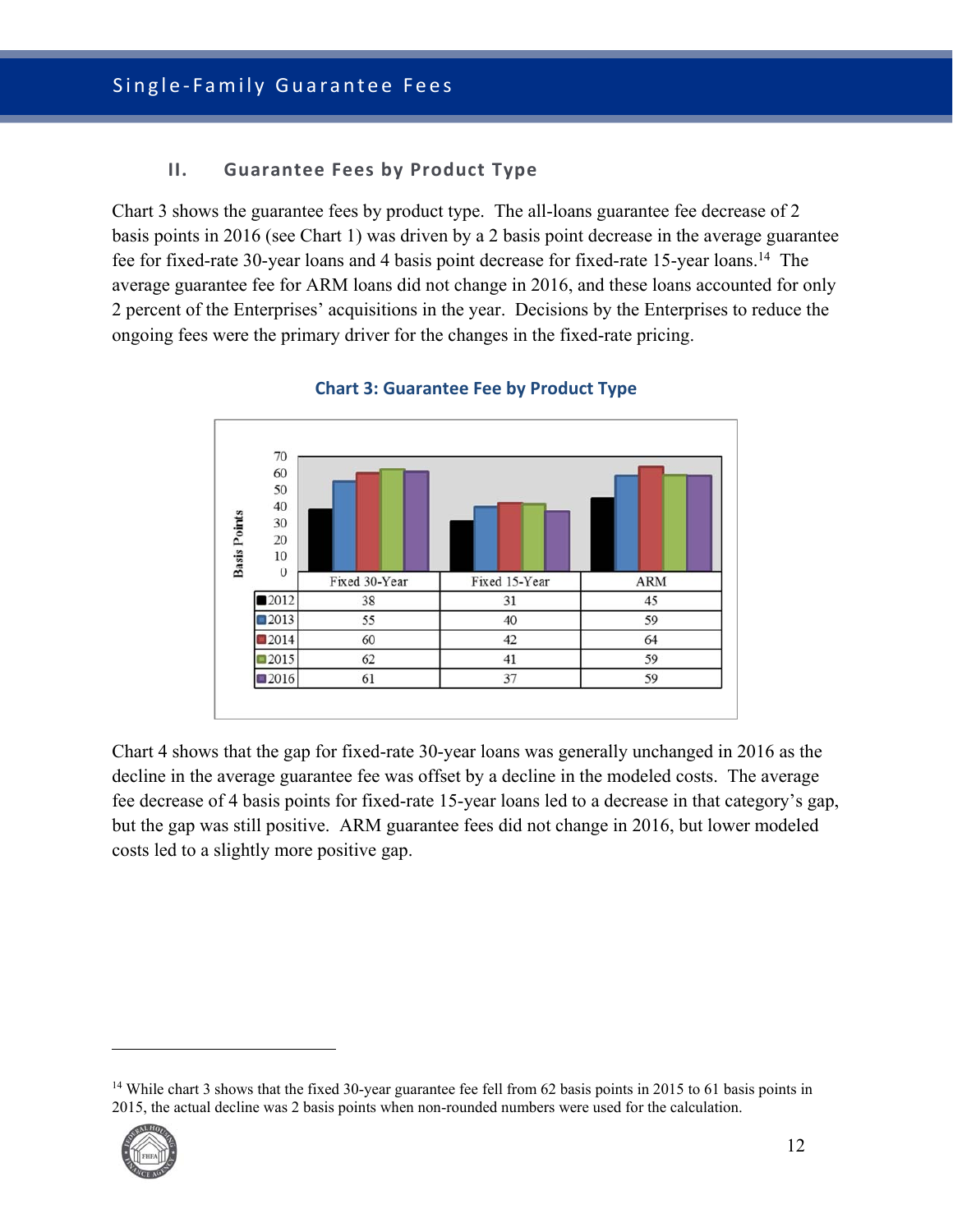## II. Guarantee Fees by Product Type

Chart 3 shows the guarantee fees by product type. The all-loans guarantee fee decrease of 2 basis points in 2016 (see Chart 1) was driven by a 2 basis point decrease in the average guarantee fee for fixed-rate 30-year loans and 4 basis point decrease for fixed-rate 15-year loans.[14] The average guarantee fee for ARM loans did not change in 2016, and these loans accounted for only 2 percent of the Enterprises' acquisitions in the year. Decisions by the Enterprises to reduce the ongoing fees were the primary driver for the changes in the fixed-rate pricing.

**Chart 3: Guarantee Fee by Product Type**

| Basis Points | Fixed 30-Year | Fixed 15-Year | ARM |
|---|---|---|---|
| 2012 | 38 | 31 | 45 |
| 2013 | 55 | 40 | 59 |
| 2014 | 60 | 42 | 64 |
| 2015 | 62 | 41 | 59 |
| 2016 | 61 | 37 | 59 |

Chart 4 shows that the gap for fixed-rate 30-year loans was generally unchanged in 2016 as the decline in the average guarantee fee was offset by a decline in the modeled costs. The average fee decrease of 4 basis points for fixed-rate 15-year loans led to a decrease in that category's gap, but the gap was still positive. ARM guarantee fees did not change in 2016, but lower modeled costs led to a slightly more positive gap.

---

[14] While chart 3 shows that the fixed 30-year guarantee fee fell from 62 basis points in 2015 to 61 basis points in 2015, the actual decline was 2 basis points when non-rounded numbers were used for the calculation.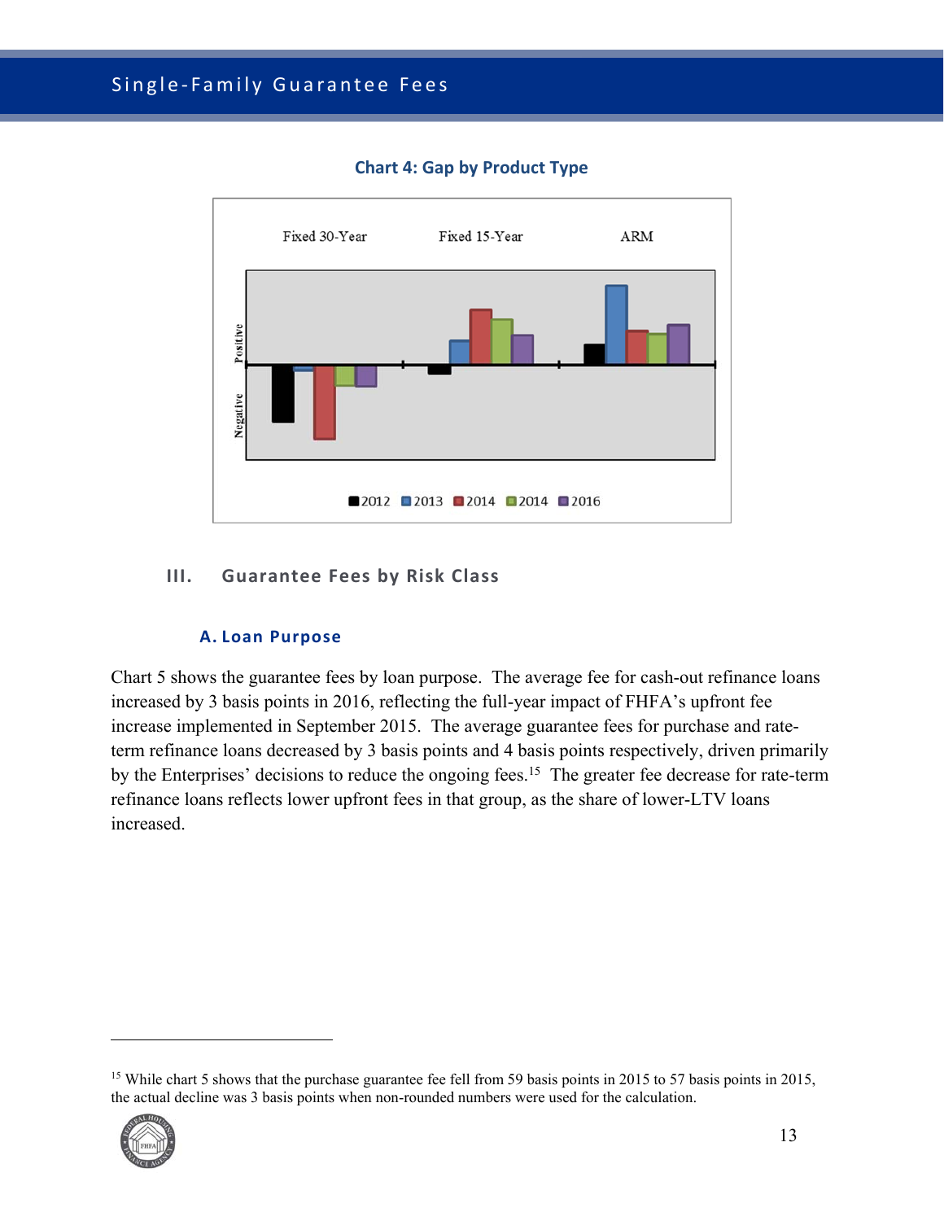**Chart 4: Gap by Product Type**

### III. Guarantee Fees by Risk Class

#### A. Loan Purpose

Chart 5 shows the guarantee fees by loan purpose. The average fee for cash-out refinance loans increased by 3 basis points in 2016, reflecting the full-year impact of FHFA's upfront fee increase implemented in September 2015. The average guarantee fees for purchase and rate-term refinance loans decreased by 3 basis points and 4 basis points respectively, driven primarily by the Enterprises' decisions to reduce the ongoing fees.[15] The greater fee decrease for rate-term refinance loans reflects lower upfront fees in that group, as the share of lower-LTV loans increased.

[15] While chart 5 shows that the purchase guarantee fee fell from 59 basis points in 2015 to 57 basis points in 2015, the actual decline was 3 basis points when non-rounded numbers were used for the calculation.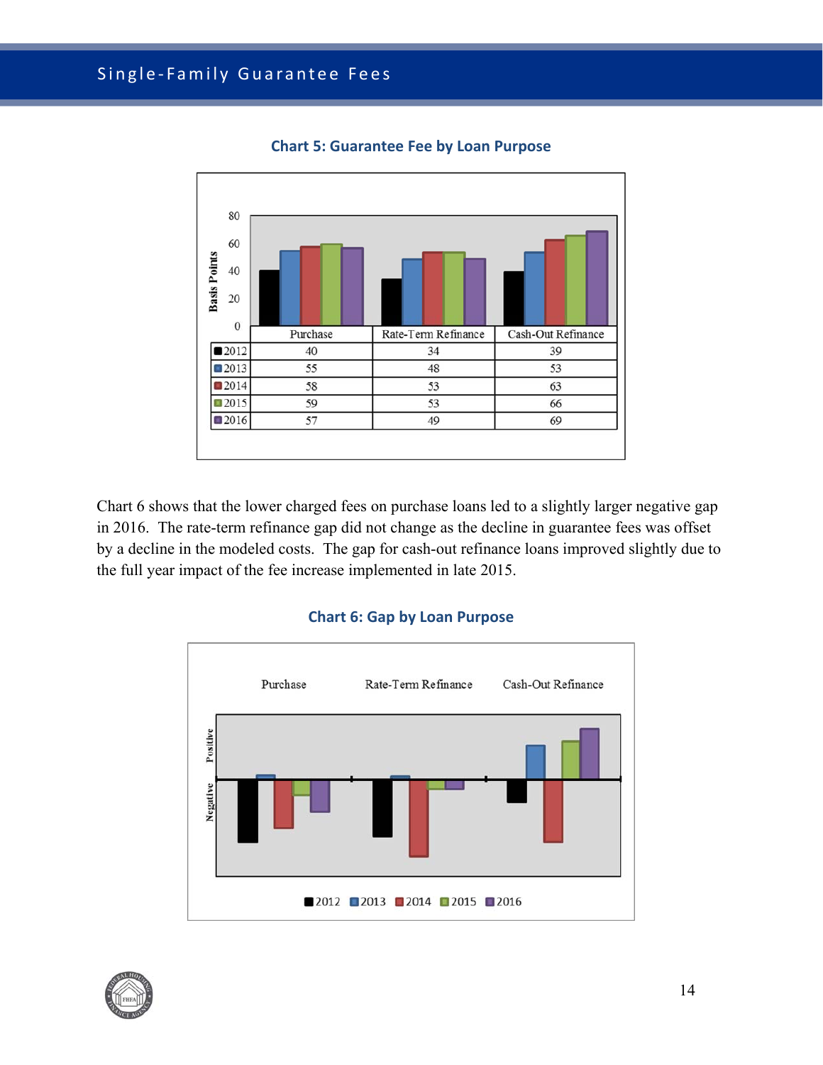### Chart 5: Guarantee Fee by Loan Purpose

| | Purchase | Rate-Term Refinance | Cash-Out Refinance |
|---|---|---|---|
| 2012 | 40 | 34 | 39 |
| 2013 | 55 | 48 | 53 |
| 2014 | 58 | 53 | 63 |
| 2015 | 59 | 53 | 66 |
| 2016 | 57 | 49 | 69 |

Chart 6 shows that the lower charged fees on purchase loans led to a slightly larger negative gap in 2016. The rate-term refinance gap did not change as the decline in guarantee fees was offset by a decline in the modeled costs. The gap for cash-out refinance loans improved slightly due to the full year impact of the fee increase implemented in late 2015.

### Chart 6: Gap by Loan Purpose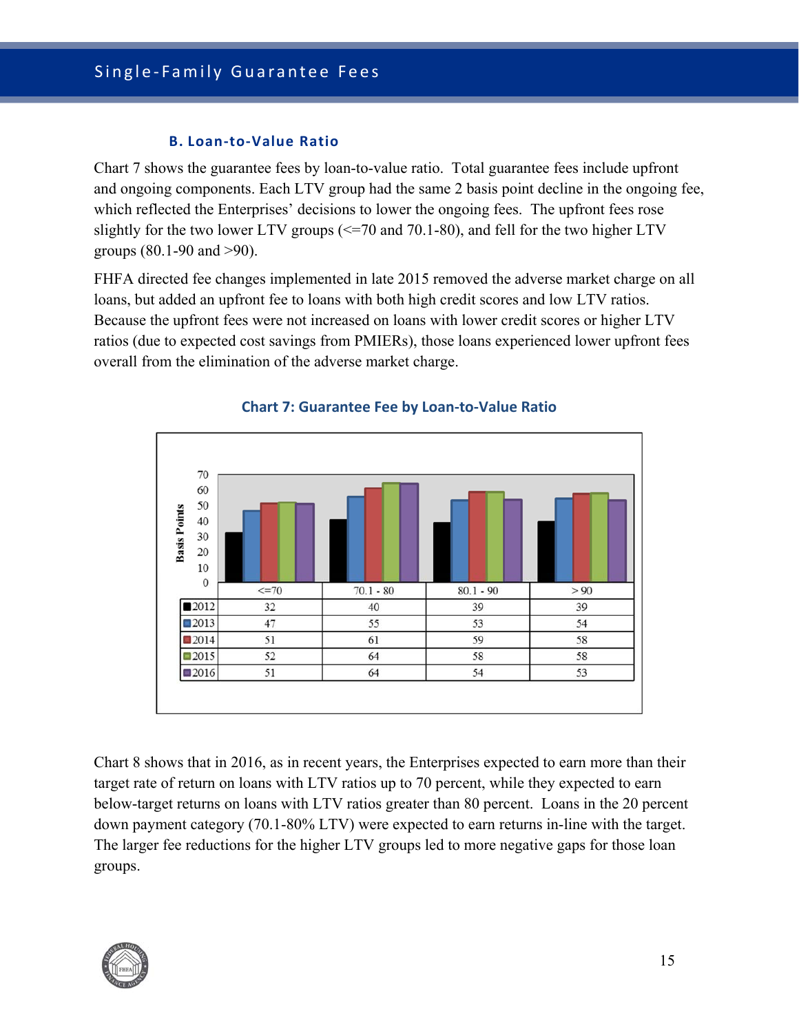### B. Loan-to-Value Ratio

Chart 7 shows the guarantee fees by loan-to-value ratio. Total guarantee fees include upfront and ongoing components. Each LTV group had the same 2 basis point decline in the ongoing fee, which reflected the Enterprises' decisions to lower the ongoing fees. The upfront fees rose slightly for the two lower LTV groups (<=70 and 70.1-80), and fell for the two higher LTV groups (80.1-90 and >90).

FHFA directed fee changes implemented in late 2015 removed the adverse market charge on all loans, but added an upfront fee to loans with both high credit scores and low LTV ratios. Because the upfront fees were not increased on loans with lower credit scores or higher LTV ratios (due to expected cost savings from PMIERs), those loans experienced lower upfront fees overall from the elimination of the adverse market charge.

**Chart 7: Guarantee Fee by Loan-to-Value Ratio**

Basis Points

| | <=70 | 70.1 - 80 | 80.1 - 90 | > 90 |
|---|---|---|---|---|
| 2012 | 32 | 40 | 39 | 39 |
| 2013 | 47 | 55 | 53 | 54 |
| 2014 | 51 | 61 | 59 | 58 |
| 2015 | 52 | 64 | 58 | 58 |
| 2016 | 51 | 64 | 54 | 53 |

Chart 8 shows that in 2016, as in recent years, the Enterprises expected to earn more than their target rate of return on loans with LTV ratios up to 70 percent, while they expected to earn below-target returns on loans with LTV ratios greater than 80 percent. Loans in the 20 percent down payment category (70.1-80% LTV) were expected to earn returns in-line with the target. The larger fee reductions for the higher LTV groups led to more negative gaps for those loan groups.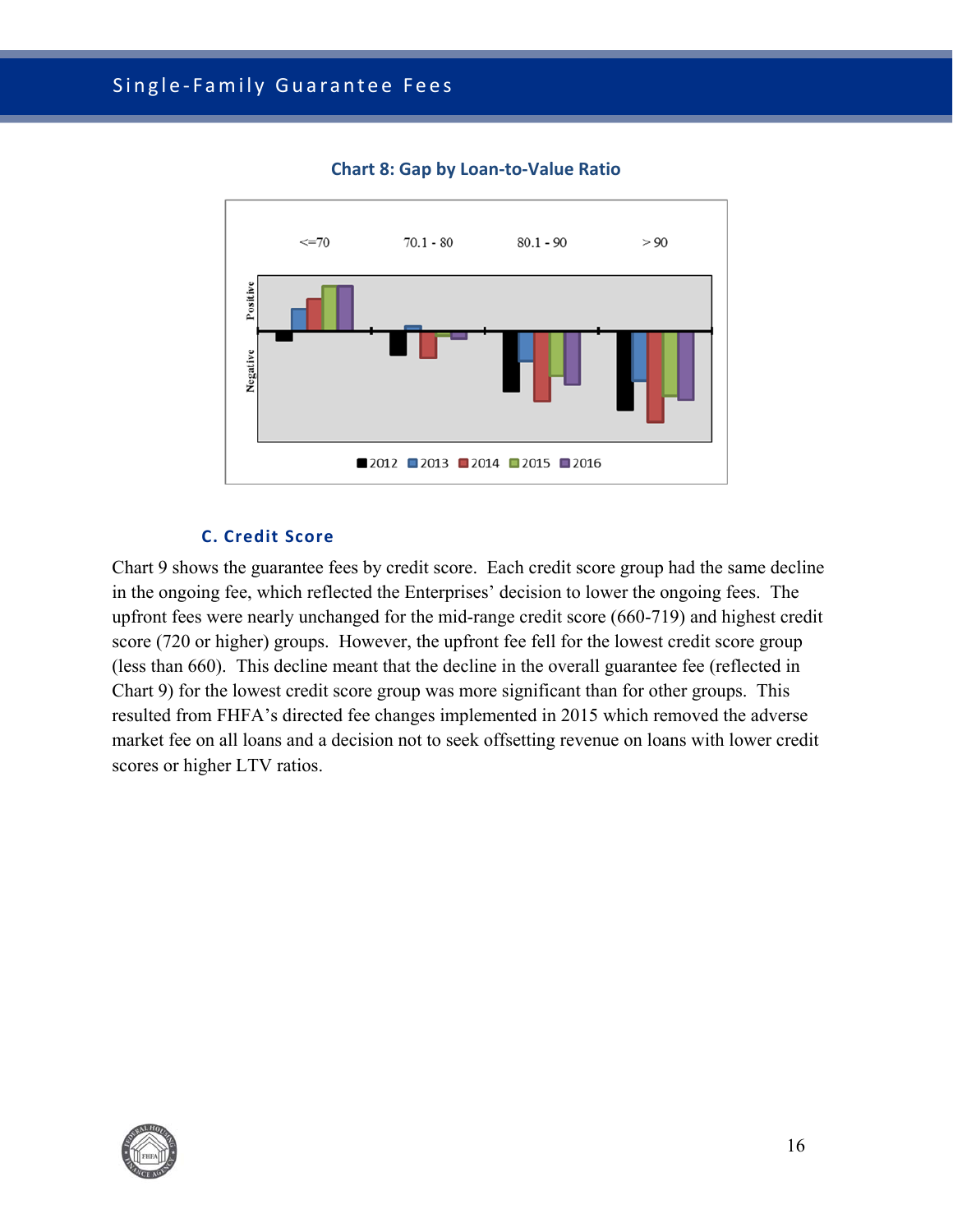**Chart 8: Gap by Loan-to-Value Ratio**

### C. Credit Score

Chart 9 shows the guarantee fees by credit score. Each credit score group had the same decline in the ongoing fee, which reflected the Enterprises' decision to lower the ongoing fees. The upfront fees were nearly unchanged for the mid-range credit score (660-719) and highest credit score (720 or higher) groups. However, the upfront fee fell for the lowest credit score group (less than 660). This decline meant that the decline in the overall guarantee fee (reflected in Chart 9) for the lowest credit score group was more significant than for other groups. This resulted from FHFA's directed fee changes implemented in 2015 which removed the adverse market fee on all loans and a decision not to seek offsetting revenue on loans with lower credit scores or higher LTV ratios.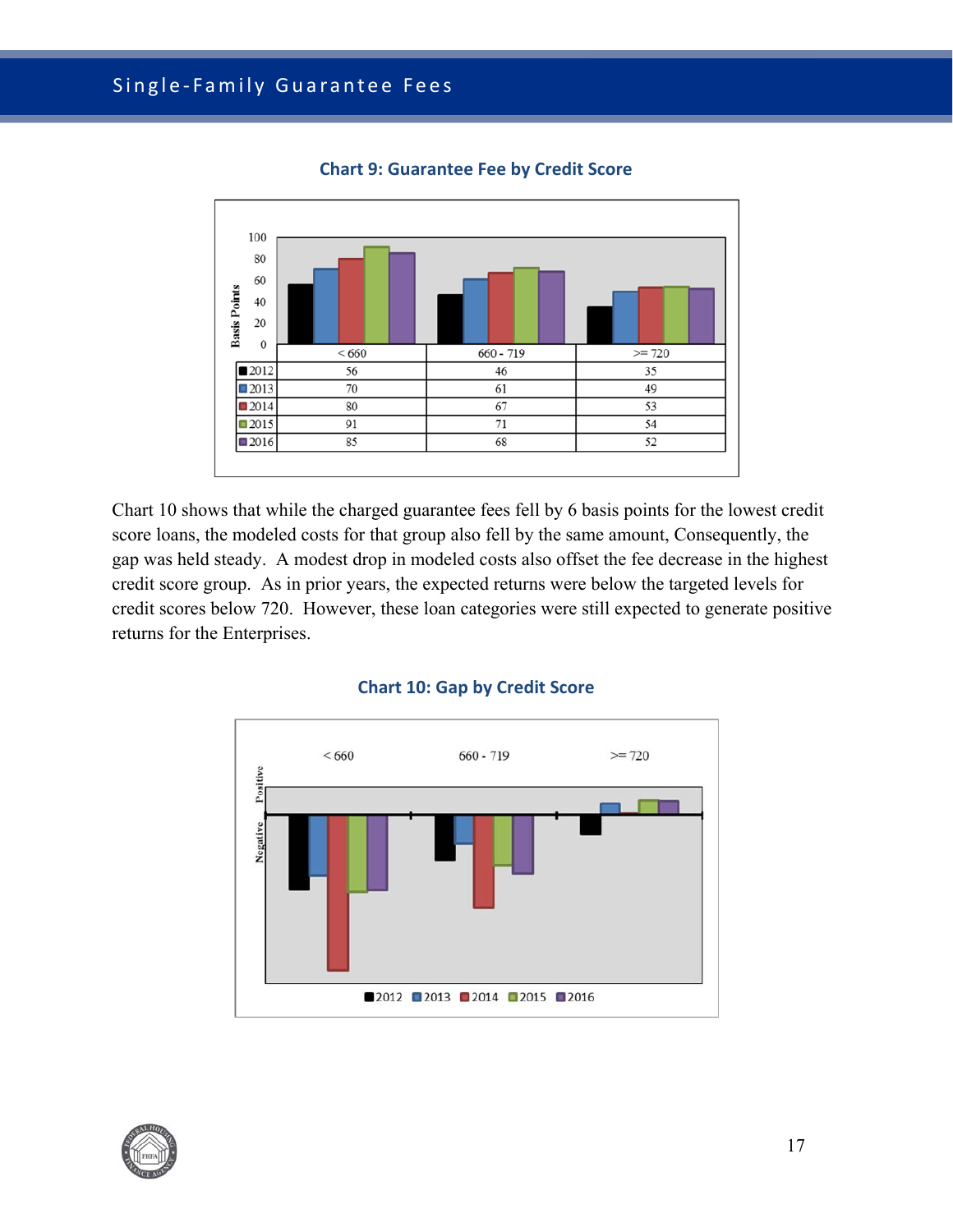**Chart 9: Guarantee Fee by Credit Score**

| | < 660 | 660 - 719 | >= 720 |
|---|---|---|---|
| 2012 | 56 | 46 | 35 |
| 2013 | 70 | 61 | 49 |
| 2014 | 80 | 67 | 53 |
| 2015 | 91 | 71 | 54 |
| 2016 | 85 | 68 | 52 |

Chart 10 shows that while the charged guarantee fees fell by 6 basis points for the lowest credit score loans, the modeled costs for that group also fell by the same amount, Consequently, the gap was held steady. A modest drop in modeled costs also offset the fee decrease in the highest credit score group. As in prior years, the expected returns were below the targeted levels for credit scores below 720. However, these loan categories were still expected to generate positive returns for the Enterprises.

**Chart 10: Gap by Credit Score**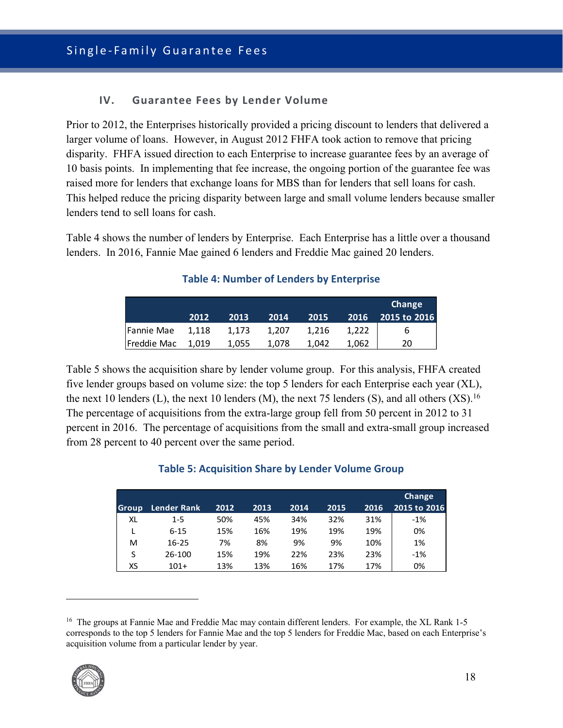## IV. Guarantee Fees by Lender Volume

Prior to 2012, the Enterprises historically provided a pricing discount to lenders that delivered a larger volume of loans. However, in August 2012 FHFA took action to remove that pricing disparity. FHFA issued direction to each Enterprise to increase guarantee fees by an average of 10 basis points. In implementing that fee increase, the ongoing portion of the guarantee fee was raised more for lenders that exchange loans for MBS than for lenders that sell loans for cash. This helped reduce the pricing disparity between large and small volume lenders because smaller lenders tend to sell loans for cash.

Table 4 shows the number of lenders by Enterprise. Each Enterprise has a little over a thousand lenders. In 2016, Fannie Mae gained 6 lenders and Freddie Mac gained 20 lenders.

**Table 4: Number of Lenders by Enterprise**

| | 2012 | 2013 | 2014 | 2015 | 2016 | Change 2015 to 2016 |
|---|---|---|---|---|---|---|
| Fannie Mae | 1,118 | 1,173 | 1,207 | 1,216 | 1,222 | 6 |
| Freddie Mac | 1,019 | 1,055 | 1,078 | 1,042 | 1,062 | 20 |

Table 5 shows the acquisition share by lender volume group. For this analysis, FHFA created five lender groups based on volume size: the top 5 lenders for each Enterprise each year (XL), the next 10 lenders (L), the next 10 lenders (M), the next 75 lenders (S), and all others (XS).[16] The percentage of acquisitions from the extra-large group fell from 50 percent in 2012 to 31 percent in 2016. The percentage of acquisitions from the small and extra-small group increased from 28 percent to 40 percent over the same period.

**Table 5: Acquisition Share by Lender Volume Group**

| Group | Lender Rank | 2012 | 2013 | 2014 | 2015 | 2016 | Change 2015 to 2016 |
|---|---|---|---|---|---|---|---|
| XL | 1-5 | 50% | 45% | 34% | 32% | 31% | -1% |
| L | 6-15 | 15% | 16% | 19% | 19% | 19% | 0% |
| M | 16-25 | 7% | 8% | 9% | 9% | 10% | 1% |
| S | 26-100 | 15% | 19% | 22% | 23% | 23% | -1% |
| XS | 101+ | 13% | 13% | 16% | 17% | 17% | 0% |

[16] The groups at Fannie Mae and Freddie Mac may contain different lenders. For example, the XL Rank 1-5 corresponds to the top 5 lenders for Fannie Mae and the top 5 lenders for Freddie Mac, based on each Enterprise's acquisition volume from a particular lender by year.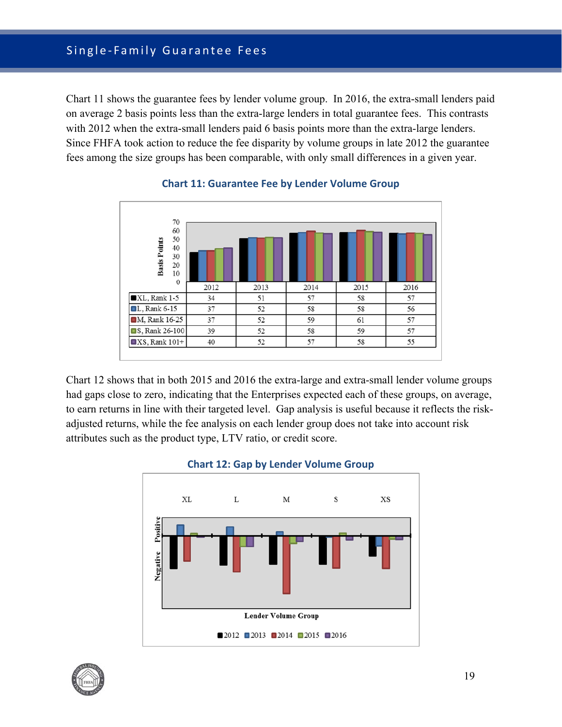Chart 11 shows the guarantee fees by lender volume group. In 2016, the extra-small lenders paid on average 2 basis points less than the extra-large lenders in total guarantee fees. This contrasts with 2012 when the extra-small lenders paid 6 basis points more than the extra-large lenders. Since FHFA took action to reduce the fee disparity by volume groups in late 2012 the guarantee fees among the size groups has been comparable, with only small differences in a given year.

**Chart 11: Guarantee Fee by Lender Volume Group**

| | 2012 | 2013 | 2014 | 2015 | 2016 |
|---|---|---|---|---|---|
| XL, Rank 1-5 | 34 | 51 | 57 | 58 | 57 |
| L, Rank 6-15 | 37 | 52 | 58 | 58 | 56 |
| M, Rank 16-25 | 37 | 52 | 59 | 61 | 57 |
| S, Rank 26-100 | 39 | 52 | 58 | 59 | 57 |
| XS, Rank 101+ | 40 | 52 | 57 | 58 | 55 |

Chart 12 shows that in both 2015 and 2016 the extra-large and extra-small lender volume groups had gaps close to zero, indicating that the Enterprises expected each of these groups, on average, to earn returns in line with their targeted level. Gap analysis is useful because it reflects the risk-adjusted returns, while the fee analysis on each lender group does not take into account risk attributes such as the product type, LTV ratio, or credit score.

**Chart 12: Gap by Lender Volume Group**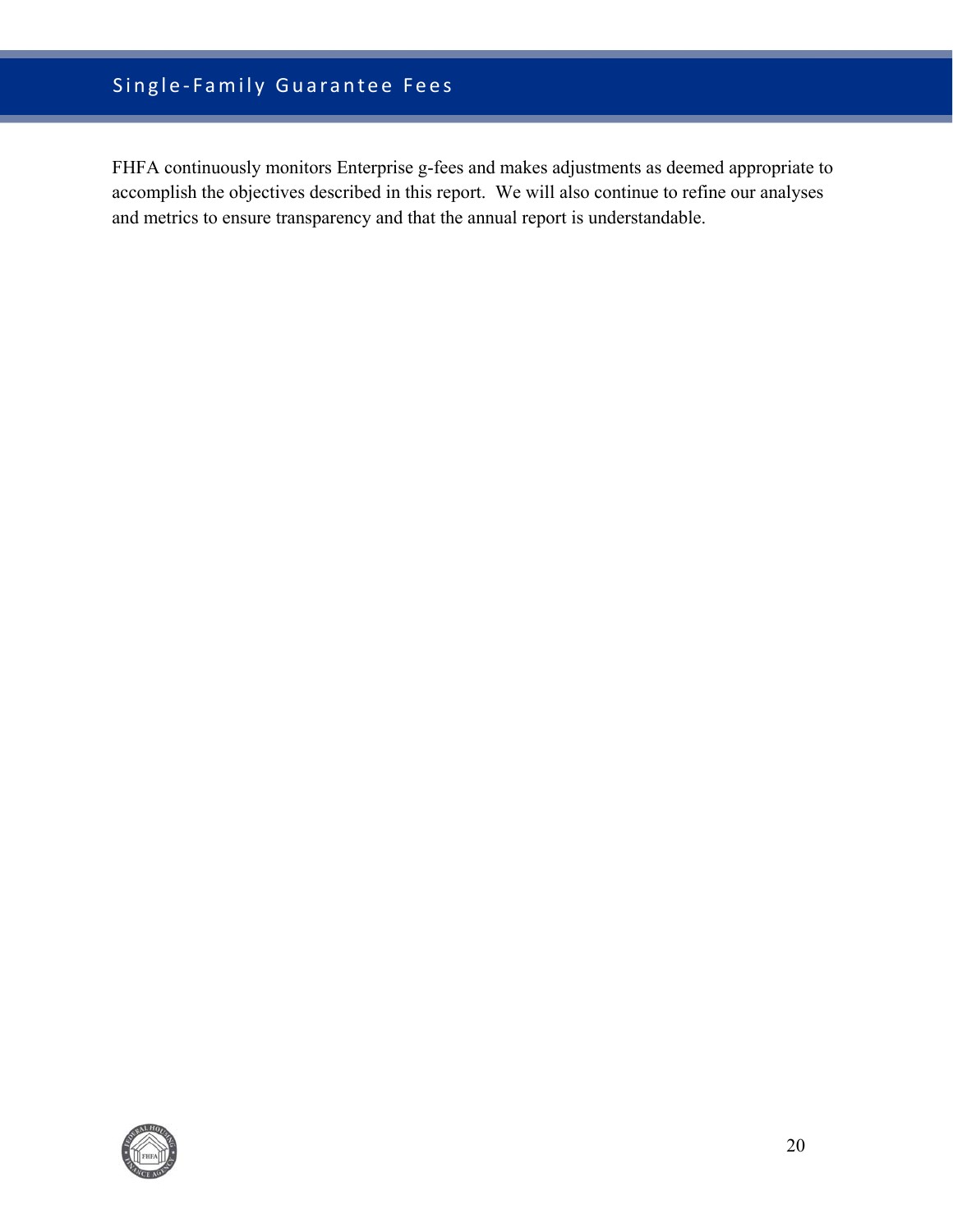FHFA continuously monitors Enterprise g-fees and makes adjustments as deemed appropriate to accomplish the objectives described in this report. We will also continue to refine our analyses and metrics to ensure transparency and that the annual report is understandable.